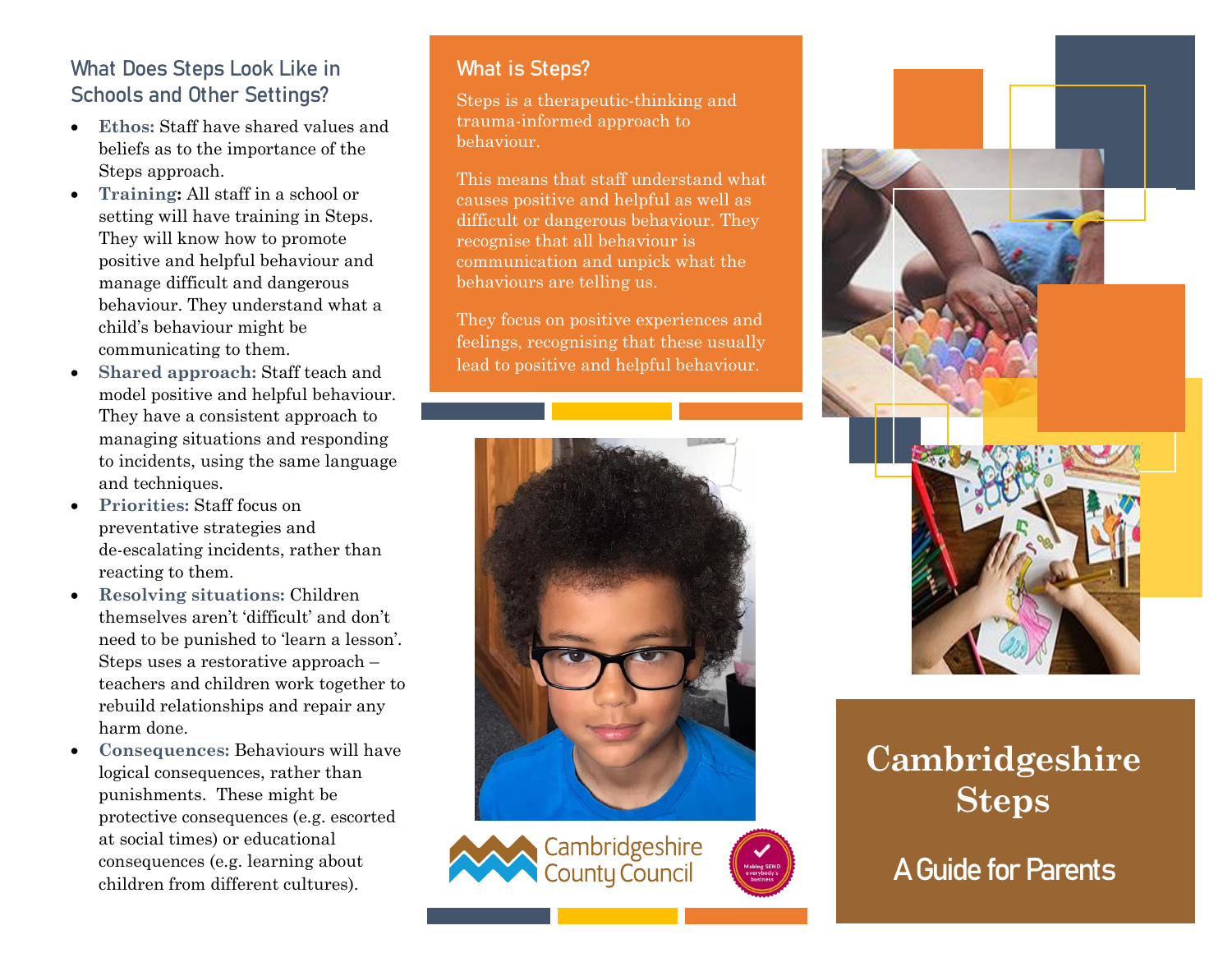## What Does Steps Look Like in Schools and Other Settings?

- **Ethos:** Staff have shared values and beliefs as to the importance of the Steps approach.
- **Training:** All staff in a school or setting will have training in Steps. They will know how to promote positive and helpful behaviour and manage difficult and dangerous behaviour. They understand what a child's behaviour might be communicating to them.
- **Shared approach:** Staff teach and model positive and helpful behaviour. They have a consistent approach to managing situations and responding to incidents, using the same language and techniques.
- **Priorities:** Staff focus on preventative strategies and de-escalating incidents, rather than reacting to them.
- **Resolving situations:** Children themselves aren't 'difficult' and don't need to be punished to 'learn a lesson'. Steps uses a restorative approach – teachers and children work together to rebuild relationships and repair any harm done.
- **Consequences:** Behaviours will have logical consequences, rather than punishments. These might be protective consequences (e.g. escorted at social times) or educational consequences (e.g. learning about children from different cultures).

## What is Steps?

Steps is a therapeutic-thinking and trauma-informed approach to behaviour.

This means that staff understand what causes positive and helpful as well as difficult or dangerous behaviour. They recognise that all behaviour is communication and unpick what the behaviours are telling us.

They focus on positive experiences and feelings, recognising that these usually lead to positive and helpful behaviour.

Cambridgeshire County Council

Making SEND everybody's business

# Cambridgeshire Steps

## A Guide for Parents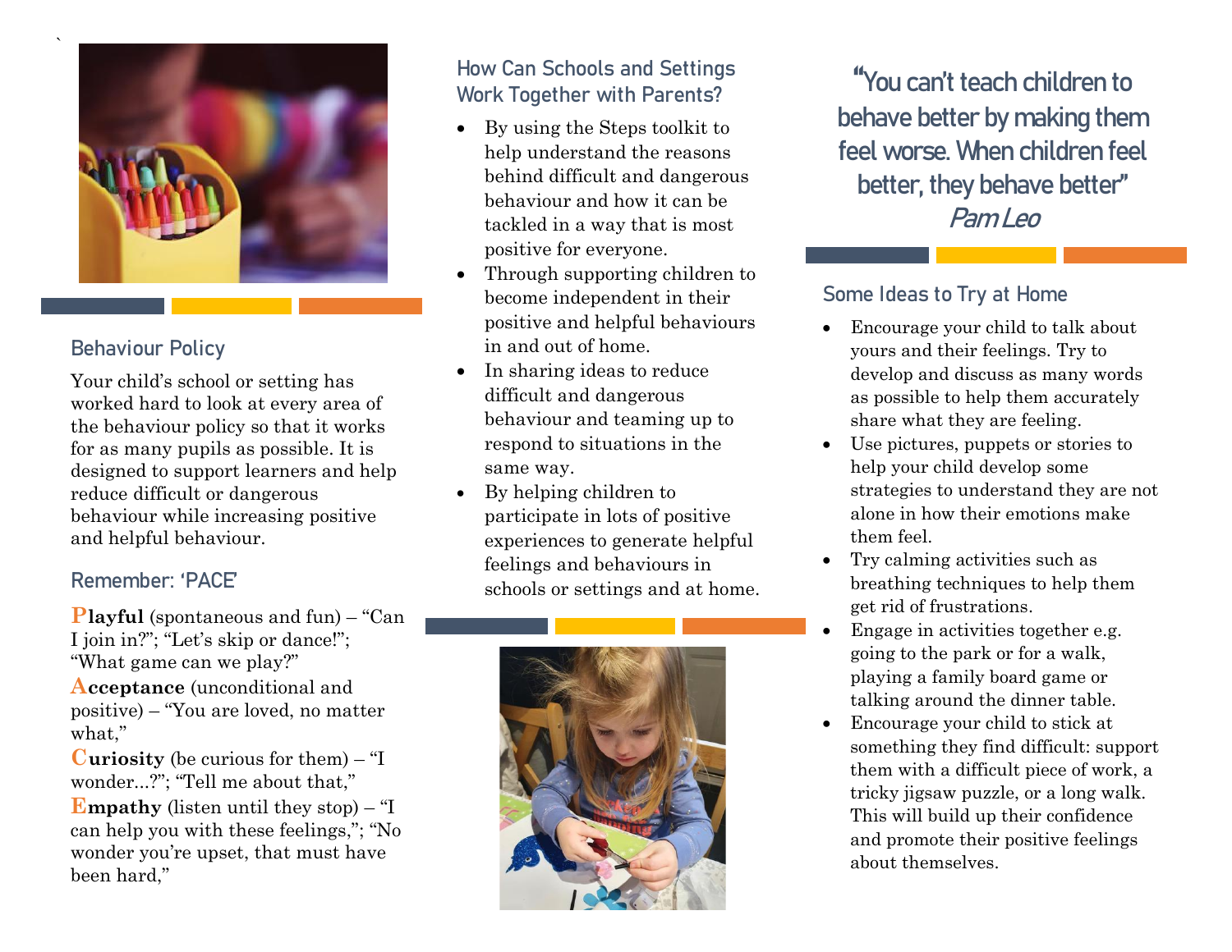## Behaviour Policy

Your child's school or setting has worked hard to look at every area of the behaviour policy so that it works for as many pupils as possible. It is designed to support learners and help reduce difficult or dangerous behaviour while increasing positive and helpful behaviour.

## Remember: 'PACE'

**Playful** (spontaneous and fun) – "Can I join in?"; "Let's skip or dance!"; "What game can we play?"

**Acceptance** (unconditional and positive) – "You are loved, no matter what,"

**Curiosity** (be curious for them) – "I wonder...?"; "Tell me about that,"

**Empathy** (listen until they stop) – "I can help you with these feelings,"; "No wonder you're upset, that must have been hard,"

## How Can Schools and Settings Work Together with Parents?

- By using the Steps toolkit to help understand the reasons behind difficult and dangerous behaviour and how it can be tackled in a way that is most positive for everyone.
- Through supporting children to become independent in their positive and helpful behaviours in and out of home.
- In sharing ideas to reduce difficult and dangerous behaviour and teaming up to respond to situations in the same way.
- By helping children to participate in lots of positive experiences to generate helpful feelings and behaviours in schools or settings and at home.

> "You can't teach children to behave better by making them feel worse. When children feel better, they behave better"
>
> *Pam Leo*

## Some Ideas to Try at Home

- Encourage your child to talk about yours and their feelings. Try to develop and discuss as many words as possible to help them accurately share what they are feeling.
- Use pictures, puppets or stories to help your child develop some strategies to understand they are not alone in how their emotions make them feel.
- Try calming activities such as breathing techniques to help them get rid of frustrations.
- Engage in activities together e.g. going to the park or for a walk, playing a family board game or talking around the dinner table.
- Encourage your child to stick at something they find difficult: support them with a difficult piece of work, a tricky jigsaw puzzle, or a long walk. This will build up their confidence and promote their positive feelings about themselves.